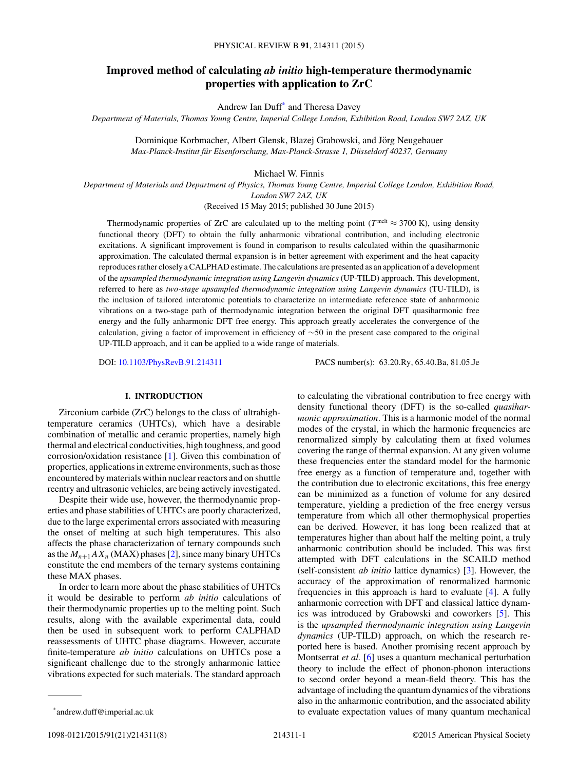# Improved method of calculating *ab initio* high-temperature thermodynamic properties with application to ZrC

Andrew Ian Duff[*] and Theresa Davey

*Department of Materials, Thomas Young Centre, Imperial College London, Exhibition Road, London SW7 2AZ, UK*

Dominique Korbmacher, Albert Glensk, Blazej Grabowski, and Jörg Neugebauer

*Max-Planck-Institut für Eisenforschung, Max-Planck-Strasse 1, Düsseldorf 40237, Germany*

Michael W. Finnis

*Department of Materials and Department of Physics, Thomas Young Centre, Imperial College London, Exhibition Road, London SW7 2AZ, UK*

(Received 15 May 2015; published 30 June 2015)

Thermodynamic properties of ZrC are calculated up to the melting point ($T^{\text{melt}} \approx 3700$ K), using density functional theory (DFT) to obtain the fully anharmonic vibrational contribution, and including electronic excitations. A significant improvement is found in comparison to results calculated within the quasiharmonic approximation. The calculated thermal expansion is in better agreement with experiment and the heat capacity reproduces rather closely a CALPHAD estimate. The calculations are presented as an application of a development of the *upsampled thermodynamic integration using Langevin dynamics* (UP-TILD) approach. This development, referred to here as *two-stage upsampled thermodynamic integration using Langevin dynamics* (TU-TILD), is the inclusion of tailored interatomic potentials to characterize an intermediate reference state of anharmonic vibrations on a two-stage path of thermodynamic integration between the original DFT quasiharmonic free energy and the fully anharmonic DFT free energy. This approach greatly accelerates the convergence of the calculation, giving a factor of improvement in efficiency of ~50 in the present case compared to the original UP-TILD approach, and it can be applied to a wide range of materials.

DOI: 10.1103/PhysRevB.91.214311 PACS number(s): 63.20.Ry, 65.40.Ba, 81.05.Je

## I. INTRODUCTION

Zirconium carbide (ZrC) belongs to the class of ultrahigh-temperature ceramics (UHTCs), which have a desirable combination of metallic and ceramic properties, namely high thermal and electrical conductivities, high toughness, and good corrosion/oxidation resistance [1]. Given this combination of properties, applications in extreme environments, such as those encountered by materials within nuclear reactors and on shuttle reentry and ultrasonic vehicles, are being actively investigated.

Despite their wide use, however, the thermodynamic properties and phase stabilities of UHTCs are poorly characterized, due to the large experimental errors associated with measuring the onset of melting at such high temperatures. This also affects the phase characterization of ternary compounds such as the $M_{n+1}AX_n$ (MAX) phases [2], since many binary UHTCs constitute the end members of the ternary systems containing these MAX phases.

In order to learn more about the phase stabilities of UHTCs it would be desirable to perform *ab initio* calculations of their thermodynamic properties up to the melting point. Such results, along with the available experimental data, could then be used in subsequent work to perform CALPHAD reassessments of UHTC phase diagrams. However, accurate finite-temperature *ab initio* calculations on UHTCs pose a significant challenge due to the strongly anharmonic lattice vibrations expected for such materials. The standard approach to calculating the vibrational contribution to free energy with density functional theory (DFT) is the so-called *quasiharmonic approximation*. This is a harmonic model of the normal modes of the crystal, in which the harmonic frequencies are renormalized simply by calculating them at fixed volumes covering the range of thermal expansion. At any given volume these frequencies enter the standard model for the harmonic free energy as a function of temperature and, together with the contribution due to electronic excitations, this free energy can be minimized as a function of volume for any desired temperature, yielding a prediction of the free energy versus temperature from which all other thermophysical properties can be derived. However, it has long been realized that at temperatures higher than about half the melting point, a truly anharmonic contribution should be included. This was first attempted with DFT calculations in the SCAILD method (self-consistent *ab initio* lattice dynamics) [3]. However, the accuracy of the approximation of renormalized harmonic frequencies in this approach is hard to evaluate [4]. A fully anharmonic correction with DFT and classical lattice dynamics was introduced by Grabowski and coworkers [5]. This is the *upsampled thermodynamic integration using Langevin dynamics* (UP-TILD) approach, on which the research reported here is based. Another promising recent approach by Montserrat *et al.* [6] uses a quantum mechanical perturbation theory to include the effect of phonon-phonon interactions to second order beyond a mean-field theory. This has the advantage of including the quantum dynamics of the vibrations also in the anharmonic contribution, and the associated ability to evaluate expectation values of many quantum mechanical

[*] andrew.duff@imperial.ac.uk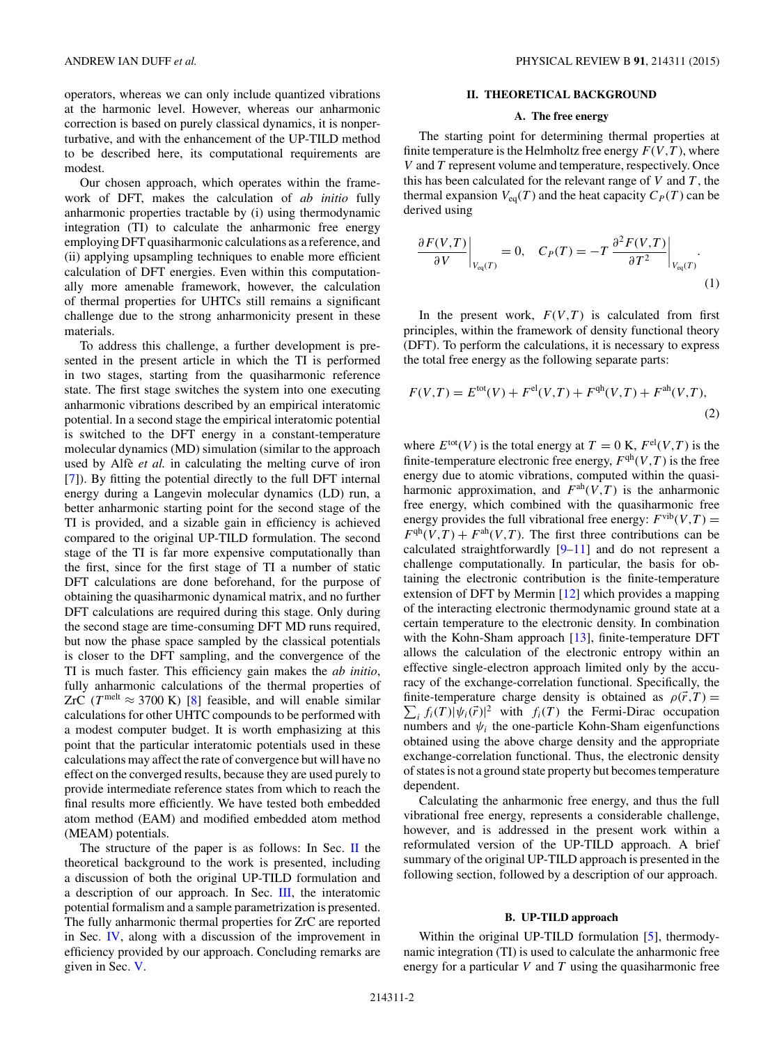operators, whereas we can only include quantized vibrations at the harmonic level. However, whereas our anharmonic correction is based on purely classical dynamics, it is nonperturbative, and with the enhancement of the UP-TILD method to be described here, its computational requirements are modest.

Our chosen approach, which operates within the framework of DFT, makes the calculation of *ab initio* fully anharmonic properties tractable by (i) using thermodynamic integration (TI) to calculate the anharmonic free energy employing DFT quasiharmonic calculations as a reference, and (ii) applying upsampling techniques to enable more efficient calculation of DFT energies. Even within this computationally more amenable framework, however, the calculation of thermal properties for UHTCs still remains a significant challenge due to the strong anharmonicity present in these materials.

To address this challenge, a further development is presented in the present article in which the TI is performed in two stages, starting from the quasiharmonic reference state. The first stage switches the system into one executing anharmonic vibrations described by an empirical interatomic potential. In a second stage the empirical interatomic potential is switched to the DFT energy in a constant-temperature molecular dynamics (MD) simulation (similar to the approach used by Alfè *et al.* in calculating the melting curve of iron [7]). By fitting the potential directly to the full DFT internal energy during a Langevin molecular dynamics (LD) run, a better anharmonic starting point for the second stage of the TI is provided, and a sizable gain in efficiency is achieved compared to the original UP-TILD formulation. The second stage of the TI is far more expensive computationally than the first, since for the first stage of TI a number of static DFT calculations are done beforehand, for the purpose of obtaining the quasiharmonic dynamical matrix, and no further DFT calculations are required during this stage. Only during the second stage are time-consuming DFT MD runs required, but now the phase space sampled by the classical potentials is closer to the DFT sampling, and the convergence of the TI is much faster. This efficiency gain makes the *ab initio*, fully anharmonic calculations of the thermal properties of ZrC ($T^{\rm melt} \approx 3700$ K) [8] feasible, and will enable similar calculations for other UHTC compounds to be performed with a modest computer budget. It is worth emphasizing at this point that the particular interatomic potentials used in these calculations may affect the rate of convergence but will have no effect on the converged results, because they are used purely to provide intermediate reference states from which to reach the final results more efficiently. We have tested both embedded atom method (EAM) and modified embedded atom method (MEAM) potentials.

The structure of the paper is as follows: In Sec. II the theoretical background to the work is presented, including a discussion of both the original UP-TILD formulation and a description of our approach. In Sec. III, the interatomic potential formalism and a sample parametrization is presented. The fully anharmonic thermal properties for ZrC are reported in Sec. IV, along with a discussion of the improvement in efficiency provided by our approach. Concluding remarks are given in Sec. V.

## II. THEORETICAL BACKGROUND

### A. The free energy

The starting point for determining thermal properties at finite temperature is the Helmholtz free energy $F(V,T)$, where $V$ and $T$ represent volume and temperature, respectively. Once this has been calculated for the relevant range of $V$ and $T$, the thermal expansion $V_{\rm eq}(T)$ and the heat capacity $C_P(T)$ can be derived using

$$\left.\frac{\partial F(V,T)}{\partial V}\right|_{V_{\rm eq}(T)} = 0, \quad C_P(T) = -T\left.\frac{\partial^2 F(V,T)}{\partial T^2}\right|_{V_{\rm eq}(T)}. \tag{1}$$

In the present work, $F(V,T)$ is calculated from first principles, within the framework of density functional theory (DFT). To perform the calculations, it is necessary to express the total free energy as the following separate parts:

$$F(V,T) = E^{\rm tot}(V) + F^{\rm el}(V,T) + F^{\rm qh}(V,T) + F^{\rm ah}(V,T), \tag{2}$$

where $E^{\rm tot}(V)$ is the total energy at $T = 0$ K, $F^{\rm el}(V,T)$ is the finite-temperature electronic free energy, $F^{\rm qh}(V,T)$ is the free energy due to atomic vibrations, computed within the quasiharmonic approximation, and $F^{\rm ah}(V,T)$ is the anharmonic free energy, which combined with the quasiharmonic free energy provides the full vibrational free energy: $F^{\rm vib}(V,T) = F^{\rm qh}(V,T) + F^{\rm ah}(V,T)$. The first three contributions can be calculated straightforwardly [9–11] and do not represent a challenge computationally. In particular, the basis for obtaining the electronic contribution is the finite-temperature extension of DFT by Mermin [12] which provides a mapping of the interacting electronic thermodynamic ground state at a certain temperature to the electronic density. In combination with the Kohn-Sham approach [13], finite-temperature DFT allows the calculation of the electronic entropy within an effective single-electron approach limited only by the accuracy of the exchange-correlation functional. Specifically, the finite-temperature charge density is obtained as $\rho(\vec{r},T) = \sum_i f_i(T)|\psi_i(\vec{r})|^2$ with $f_i(T)$ the Fermi-Dirac occupation numbers and $\psi_i$ the one-particle Kohn-Sham eigenfunctions obtained using the above charge density and the appropriate exchange-correlation functional. Thus, the electronic density of states is not a ground state property but becomes temperature dependent.

Calculating the anharmonic free energy, and thus the full vibrational free energy, represents a considerable challenge, however, and is addressed in the present work within a reformulated version of the UP-TILD approach. A brief summary of the original UP-TILD approach is presented in the following section, followed by a description of our approach.

### B. UP-TILD approach

Within the original UP-TILD formulation [5], thermodynamic integration (TI) is used to calculate the anharmonic free energy for a particular $V$ and $T$ using the quasiharmonic free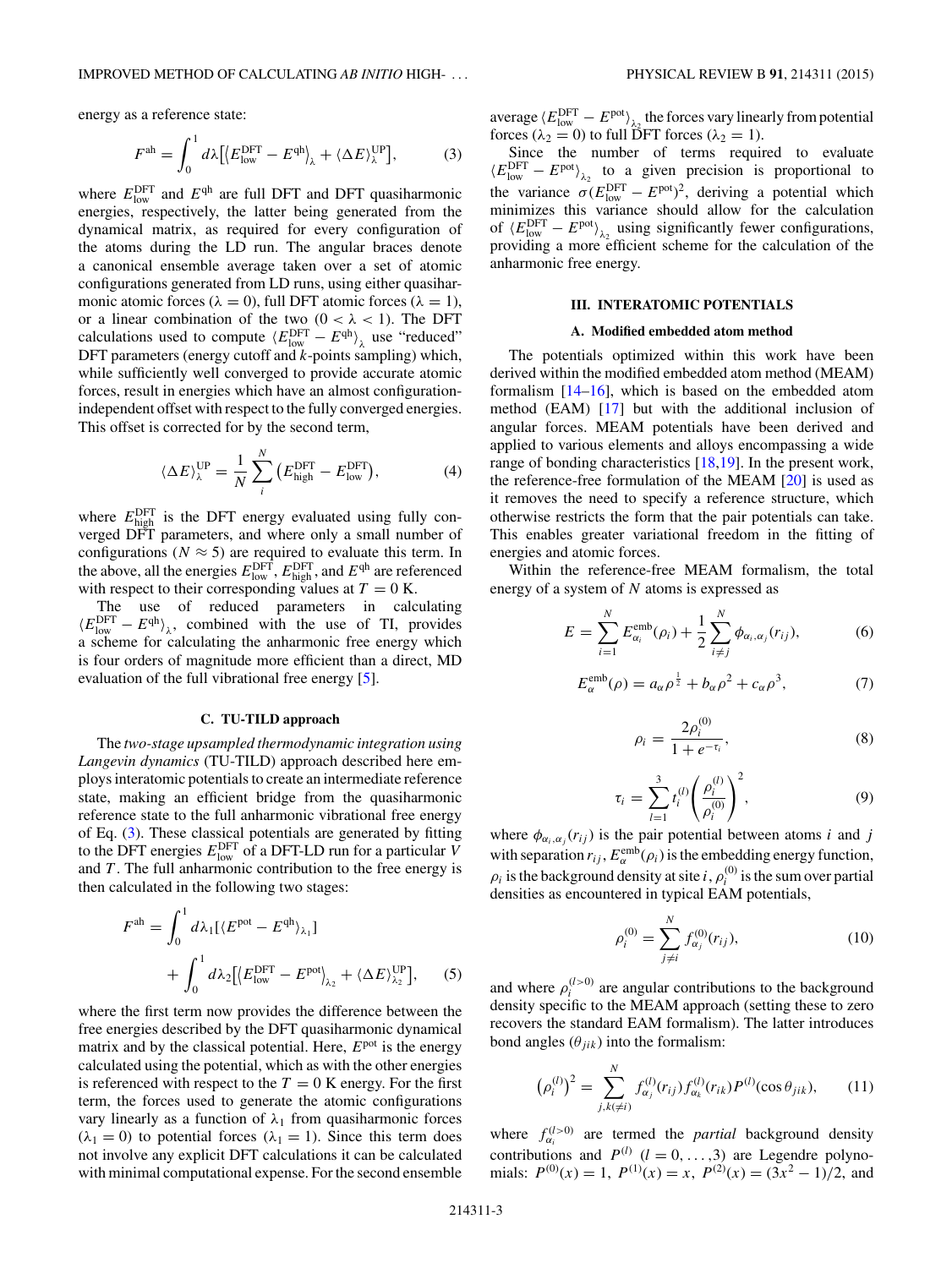energy as a reference state:

$$F^{\mathrm{ah}} = \int_0^1 d\lambda\big[\langle E^{\mathrm{DFT}}_{\mathrm{low}} - E^{\mathrm{qh}}\rangle_\lambda + \langle \Delta E\rangle^{\mathrm{UP}}_\lambda\big], \tag{3}$$

where $E^{\mathrm{DFT}}_{\mathrm{low}}$ and $E^{\mathrm{qh}}$ are full DFT and DFT quasiharmonic energies, respectively, the latter being generated from the dynamical matrix, as required for every configuration of the atoms during the LD run. The angular braces denote a canonical ensemble average taken over a set of atomic configurations generated from LD runs, using either quasiharmonic atomic forces ($\lambda = 0$), full DFT atomic forces ($\lambda = 1$), or a linear combination of the two ($0 < \lambda < 1$). The DFT calculations used to compute $\langle E^{\mathrm{DFT}}_{\mathrm{low}} - E^{\mathrm{qh}}\rangle_\lambda$ use "reduced" DFT parameters (energy cutoff and $k$-points sampling) which, while sufficiently well converged to provide accurate atomic forces, result in energies which have an almost configuration-independent offset with respect to the fully converged energies. This offset is corrected for by the second term,

$$\langle \Delta E\rangle^{\mathrm{UP}}_\lambda = \frac{1}{N}\sum_i^N \big(E^{\mathrm{DFT}}_{\mathrm{high}} - E^{\mathrm{DFT}}_{\mathrm{low}}\big), \tag{4}$$

where $E^{\mathrm{DFT}}_{\mathrm{high}}$ is the DFT energy evaluated using fully converged DFT parameters, and where only a small number of configurations ($N \approx 5$) are required to evaluate this term. In the above, all the energies $E^{\mathrm{DFT}}_{\mathrm{low}}$, $E^{\mathrm{DFT}}_{\mathrm{high}}$, and $E^{\mathrm{qh}}$ are referenced with respect to their corresponding values at $T = 0$ K.

The use of reduced parameters in calculating $\langle E^{\mathrm{DFT}}_{\mathrm{low}} - E^{\mathrm{qh}}\rangle_\lambda$, combined with the use of TI, provides a scheme for calculating the anharmonic free energy which is four orders of magnitude more efficient than a direct, MD evaluation of the full vibrational free energy [5].

### C. TU-TILD approach

The *two-stage upsampled thermodynamic integration using Langevin dynamics* (TU-TILD) approach described here employs interatomic potentials to create an intermediate reference state, making an efficient bridge from the quasiharmonic reference state to the full anharmonic vibrational free energy of Eq. (3). These classical potentials are generated by fitting to the DFT energies $E^{\mathrm{DFT}}_{\mathrm{low}}$ of a DFT-LD run for a particular $V$ and $T$. The full anharmonic contribution to the free energy is then calculated in the following two stages:

$$F^{\mathrm{ah}} = \int_0^1 d\lambda_1[\langle E^{\mathrm{pot}} - E^{\mathrm{qh}}\rangle_{\lambda_1}] + \int_0^1 d\lambda_2\big[\langle E^{\mathrm{DFT}}_{\mathrm{low}} - E^{\mathrm{pot}}\rangle_{\lambda_2} + \langle \Delta E\rangle^{\mathrm{UP}}_{\lambda_2}\big], \tag{5}$$

where the first term now provides the difference between the free energies described by the DFT quasiharmonic dynamical matrix and by the classical potential. Here, $E^{\mathrm{pot}}$ is the energy calculated using the potential, which as with the other energies is referenced with respect to the $T = 0$ K energy. For the first term, the forces used to generate the atomic configurations vary linearly as a function of $\lambda_1$ from quasiharmonic forces ($\lambda_1 = 0$) to potential forces ($\lambda_1 = 1$). Since this term does not involve any explicit DFT calculations it can be calculated with minimal computational expense. For the second ensemble average $\langle E^{\mathrm{DFT}}_{\mathrm{low}} - E^{\mathrm{pot}}\rangle_{\lambda_2}$ the forces vary linearly from potential forces ($\lambda_2 = 0$) to full DFT forces ($\lambda_2 = 1$).

Since the number of terms required to evaluate $\langle E^{\mathrm{DFT}}_{\mathrm{low}} - E^{\mathrm{pot}}\rangle_{\lambda_2}$ to a given precision is proportional to the variance $\sigma(E^{\mathrm{DFT}}_{\mathrm{low}} - E^{\mathrm{pot}})^2$, deriving a potential which minimizes this variance should allow for the calculation of $\langle E^{\mathrm{DFT}}_{\mathrm{low}} - E^{\mathrm{pot}}\rangle_{\lambda_2}$ using significantly fewer configurations, providing a more efficient scheme for the calculation of the anharmonic free energy.

## III. INTERATOMIC POTENTIALS

### A. Modified embedded atom method

The potentials optimized within this work have been derived within the modified embedded atom method (MEAM) formalism [14–16], which is based on the embedded atom method (EAM) [17] but with the additional inclusion of angular forces. MEAM potentials have been derived and applied to various elements and alloys encompassing a wide range of bonding characteristics [18,19]. In the present work, the reference-free formulation of the MEAM [20] is used as it removes the need to specify a reference structure, which otherwise restricts the form that the pair potentials can take. This enables greater variational freedom in the fitting of energies and atomic forces.

Within the reference-free MEAM formalism, the total energy of a system of $N$ atoms is expressed as

$$E = \sum_{i=1}^N E^{\mathrm{emb}}_{\alpha_i}(\rho_i) + \frac{1}{2}\sum_{i\neq j}^N \phi_{\alpha_i,\alpha_j}(r_{ij}), \tag{6}$$

$$E^{\mathrm{emb}}_\alpha(\rho) = a_\alpha \rho^{\frac{1}{2}} + b_\alpha \rho^2 + c_\alpha \rho^3, \tag{7}$$

$$\rho_i = \frac{2\rho_i^{(0)}}{1 + e^{-\tau_i}}, \tag{8}$$

$$\tau_i = \sum_{l=1}^3 t_i^{(l)}\left(\frac{\rho_i^{(l)}}{\rho_i^{(0)}}\right)^2, \tag{9}$$

where $\phi_{\alpha_i,\alpha_j}(r_{ij})$ is the pair potential between atoms $i$ and $j$ with separation $r_{ij}$, $E^{\mathrm{emb}}_\alpha(\rho_i)$ is the embedding energy function, $\rho_i$ is the background density at site $i$, $\rho_i^{(0)}$ is the sum over partial densities as encountered in typical EAM potentials,

$$\rho_i^{(0)} = \sum_{j\neq i}^N f^{(0)}_{\alpha_j}(r_{ij}), \tag{10}$$

and where $\rho_i^{(l>0)}$ are angular contributions to the background density specific to the MEAM approach (setting these to zero recovers the standard EAM formalism). The latter introduces bond angles ($\theta_{jik}$) into the formalism:

$$\left(\rho_i^{(l)}\right)^2 = \sum_{j,k(\neq i)}^N f^{(l)}_{\alpha_j}(r_{ij}) f^{(l)}_{\alpha_k}(r_{ik}) P^{(l)}(\cos\theta_{jik}), \tag{11}$$

where $f^{(l>0)}_{\alpha_i}$ are termed the *partial* background density contributions and $P^{(l)}$ ($l = 0,\ldots,3$) are Legendre polynomials: $P^{(0)}(x) = 1$, $P^{(1)}(x) = x$, $P^{(2)}(x) = (3x^2 - 1)/2$, and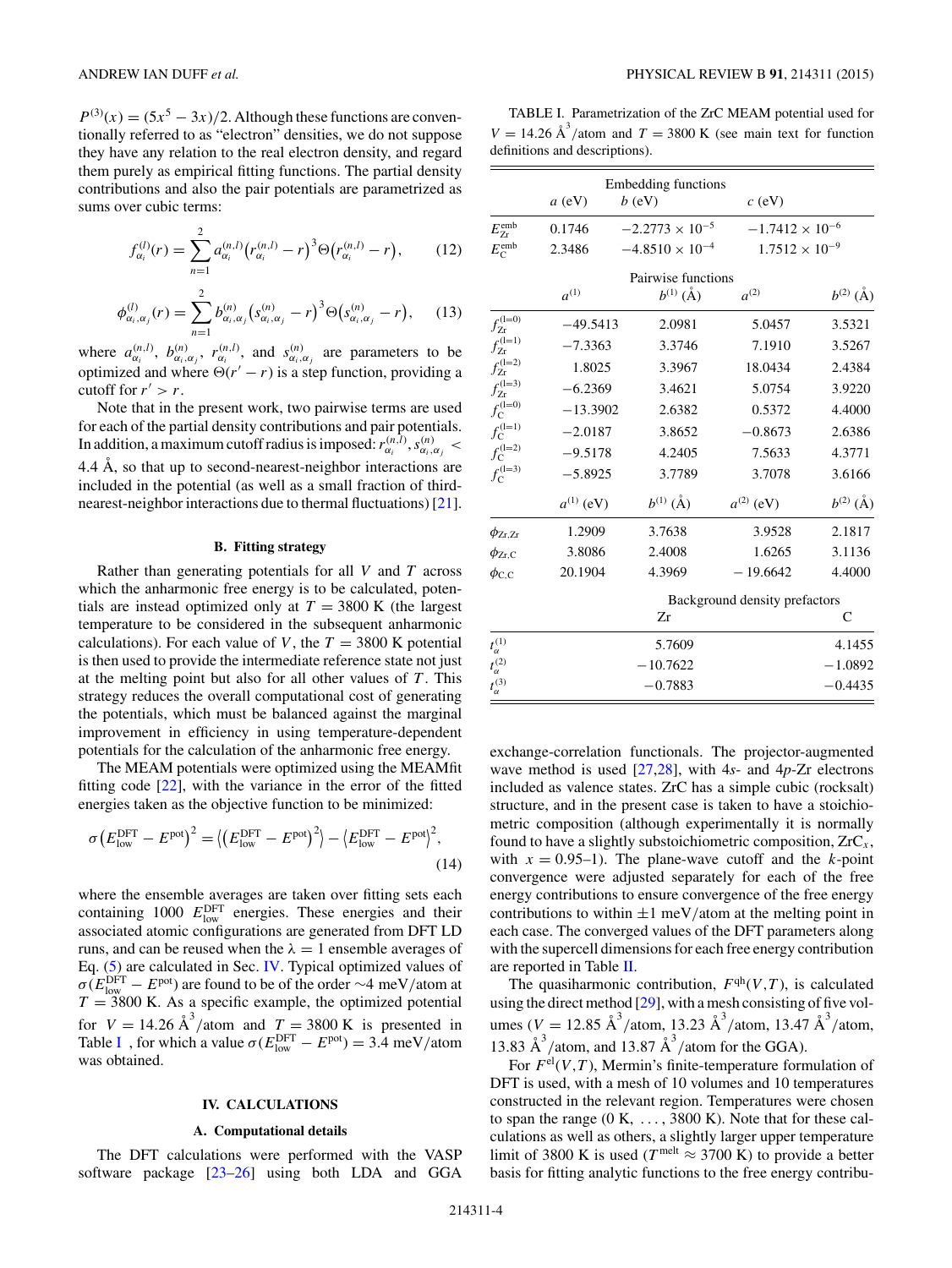$P^{(3)}(x) = (5x^5 - 3x)/2$. Although these functions are conventionally referred to as "electron" densities, we do not suppose they have any relation to the real electron density, and regard them purely as empirical fitting functions. The partial density contributions and also the pair potentials are parametrized as sums over cubic terms:

$$f_{\alpha_i}^{(l)}(r) = \sum_{n=1}^{2} a_{\alpha_i}^{(n,l)} \left(r_{\alpha_i}^{(n,l)} - r\right)^3 \Theta\left(r_{\alpha_i}^{(n,l)} - r\right), \tag{12}$$

$$\phi_{\alpha_i,\alpha_j}^{(l)}(r) = \sum_{n=1}^{2} b_{\alpha_i,\alpha_j}^{(n)} \left(s_{\alpha_i,\alpha_j}^{(n)} - r\right)^3 \Theta\left(s_{\alpha_i,\alpha_j}^{(n)} - r\right), \tag{13}$$

where $a_{\alpha_i}^{(n,l)}$, $b_{\alpha_i,\alpha_j}^{(n)}$, $r_{\alpha_i}^{(n,l)}$, and $s_{\alpha_i,\alpha_j}^{(n)}$ are parameters to be optimized and where $\Theta(r' - r)$ is a step function, providing a cutoff for $r' > r$.

Note that in the present work, two pairwise terms are used for each of the partial density contributions and pair potentials. In addition, a maximum cutoff radius is imposed: $r_{\alpha_i}^{(n,l)}, s_{\alpha_i,\alpha_j}^{(n)} < 4.4$ Å, so that up to second-nearest-neighbor interactions are included in the potential (as well as a small fraction of third-nearest-neighbor interactions due to thermal fluctuations) [21].

### B. Fitting strategy

Rather than generating potentials for all $V$ and $T$ across which the anharmonic free energy is to be calculated, potentials are instead optimized only at $T = 3800$ K (the largest temperature to be considered in the subsequent anharmonic calculations). For each value of $V$, the $T = 3800$ K potential is then used to provide the intermediate reference state not just at the melting point but also for all other values of $T$. This strategy reduces the overall computational cost of generating the potentials, which must be balanced against the marginal improvement in efficiency in using temperature-dependent potentials for the calculation of the anharmonic free energy.

The MEAM potentials were optimized using the MEAMfit fitting code [22], with the variance in the error of the fitted energies taken as the objective function to be minimized:

$$\sigma\left(E_{\text{low}}^{\text{DFT}} - E^{\text{pot}}\right)^2 = \left\langle \left(E_{\text{low}}^{\text{DFT}} - E^{\text{pot}}\right)^2 \right\rangle - \left\langle E_{\text{low}}^{\text{DFT}} - E^{\text{pot}} \right\rangle^2, \tag{14}$$

where the ensemble averages are taken over fitting sets each containing 1000 $E_{\text{low}}^{\text{DFT}}$ energies. These energies and their associated atomic configurations are generated from DFT LD runs, and can be reused when the $\lambda = 1$ ensemble averages of Eq. (5) are calculated in Sec. IV. Typical optimized values of $\sigma(E_{\text{low}}^{\text{DFT}} - E^{\text{pot}})$ are found to be of the order ~4 meV/atom at $T = 3800$ K. As a specific example, the optimized potential for $V = 14.26$ Å$^3$/atom and $T = 3800$ K is presented in Table I, for which a value $\sigma(E_{\text{low}}^{\text{DFT}} - E^{\text{pot}}) = 3.4$ meV/atom was obtained.

## IV. CALCULATIONS

### A. Computational details

The DFT calculations were performed with the VASP software package [23–26] using both LDA and GGA exchange-correlation functionals. The projector-augmented wave method is used [27,28], with $4s$- and $4p$-Zr electrons included as valence states. ZrC has a simple cubic (rocksalt) structure, and in the present case is taken to have a stoichiometric composition (although experimentally it is normally found to have a slightly substoichiometric composition, $ZrC_x$, with $x = 0.95$–1). The plane-wave cutoff and the $k$-point convergence were adjusted separately for each of the free energy contributions to ensure convergence of the free energy contributions to within ±1 meV/atom at the melting point in each case. The converged values of the DFT parameters along with the supercell dimensions for each free energy contribution are reported in Table II.

The quasiharmonic contribution, $F^{\text{qh}}(V,T)$, is calculated using the direct method [29], with a mesh consisting of five volumes ($V = 12.85$ Å$^3$/atom, 13.23 Å$^3$/atom, 13.47 Å$^3$/atom, 13.83 Å$^3$/atom, and 13.87 Å$^3$/atom for the GGA).

For $F^{\text{el}}(V,T)$, Mermin's finite-temperature formulation of DFT is used, with a mesh of 10 volumes and 10 temperatures constructed in the relevant region. Temperatures were chosen to span the range (0 K, ..., 3800 K). Note that for these calculations as well as others, a slightly larger upper temperature limit of 3800 K is used ($T^{\text{melt}} \approx 3700$ K) to provide a better basis for fitting analytic functions to the free energy contribu-

TABLE I. Parametrization of the ZrC MEAM potential used for $V = 14.26$ Å$^3$/atom and $T = 3800$ K (see main text for function definitions and descriptions).

| | Embedding functions | | | |
|---|---|---|---|---|
| | $a$ (eV) | $b$ (eV) | $c$ (eV) | |
| $E_{\text{Zr}}^{\text{emb}}$ | 0.1746 | $-2.2773 \times 10^{-5}$ | $-1.7412 \times 10^{-6}$ | |
| $E_{\text{C}}^{\text{emb}}$ | 2.3486 | $-4.8510 \times 10^{-4}$ | $1.7512 \times 10^{-9}$ | |
| | Pairwise functions | | | |
| | $a^{(1)}$ | $b^{(1)}$ (Å) | $a^{(2)}$ | $b^{(2)}$ (Å) |
| $f_{\text{Zr}}^{(l=0)}$ | −49.5413 | 2.0981 | 5.0457 | 3.5321 |
| $f_{\text{Zr}}^{(l=1)}$ | −7.3363 | 3.3746 | 7.1910 | 3.5267 |
| $f_{\text{Zr}}^{(l=2)}$ | 1.8025 | 3.3967 | 18.0434 | 2.4384 |
| $f_{\text{Zr}}^{(l=3)}$ | −6.2369 | 3.4621 | 5.0754 | 3.9220 |
| $f_{\text{C}}^{(l=0)}$ | −13.3902 | 2.6382 | 0.5372 | 4.4000 |
| $f_{\text{C}}^{(l=1)}$ | −2.0187 | 3.8652 | −0.8673 | 2.6386 |
| $f_{\text{C}}^{(l=2)}$ | −9.5178 | 4.2405 | 7.5633 | 4.3771 |
| $f_{\text{C}}^{(l=3)}$ | −5.8925 | 3.7789 | 3.7078 | 3.6166 |
| | $a^{(1)}$ (eV) | $b^{(1)}$ (Å) | $a^{(2)}$ (eV) | $b^{(2)}$ (Å) |
| $\phi_{\text{Zr,Zr}}$ | 1.2909 | 3.7638 | 3.9528 | 2.1817 |
| $\phi_{\text{Zr,C}}$ | 3.8086 | 2.4008 | 1.6265 | 3.1136 |
| $\phi_{\text{C,C}}$ | 20.1904 | 4.3969 | −19.6642 | 4.4000 |
| | | Background density prefactors | | |
| | | Zr | | C |
| $t_\alpha^{(1)}$ | | 5.7609 | | 4.1455 |
| $t_\alpha^{(2)}$ | | −10.7622 | | −1.0892 |
| $t_\alpha^{(3)}$ | | −0.7883 | | −0.4435 |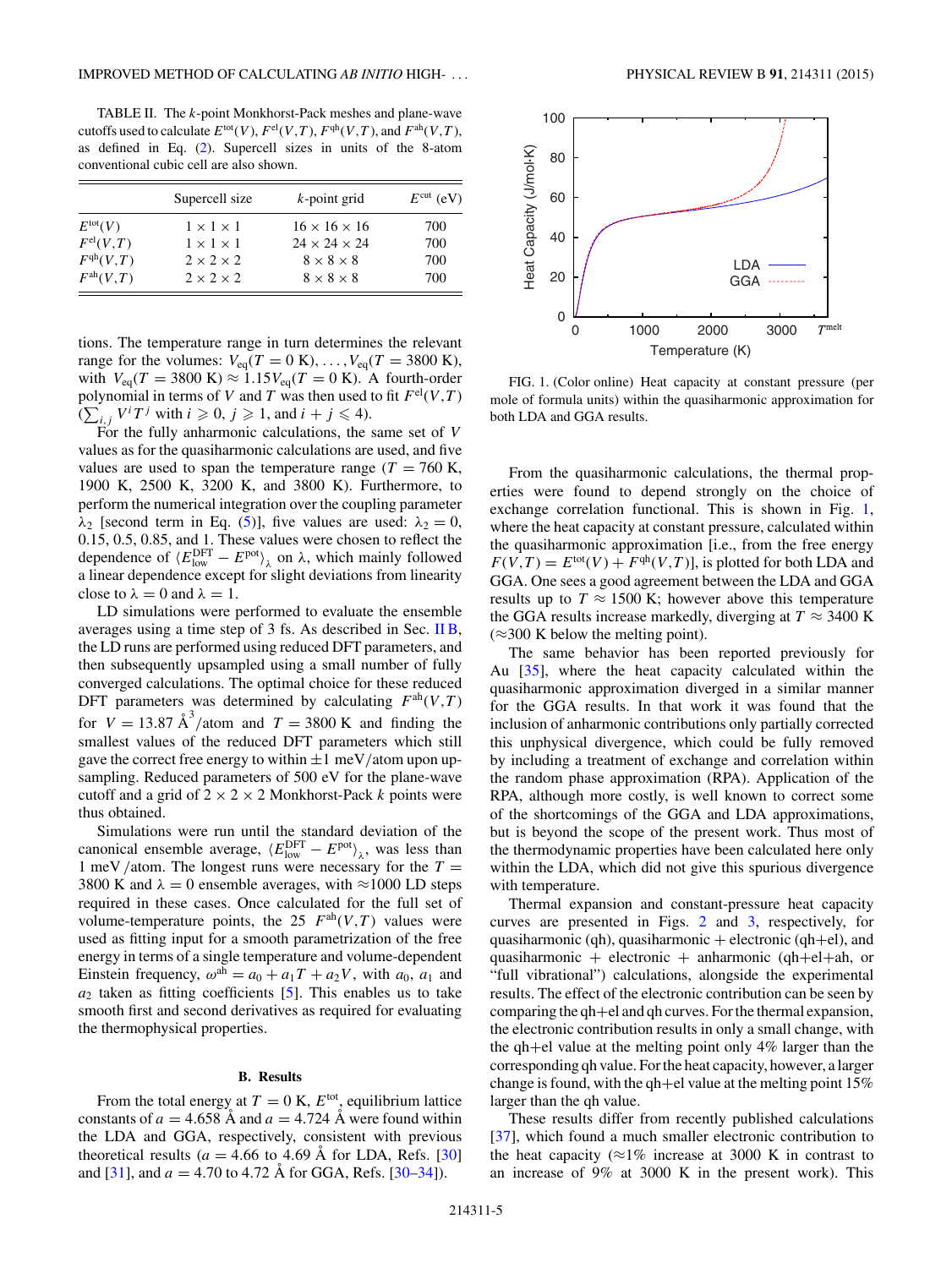TABLE II. The $k$-point Monkhorst-Pack meshes and plane-wave cutoffs used to calculate $E^{\rm tot}(V)$, $F^{\rm el}(V,T)$, $F^{\rm qh}(V,T)$, and $F^{\rm ah}(V,T)$, as defined in Eq. (2). Supercell sizes in units of the 8-atom conventional cubic cell are also shown.

| | Supercell size | $k$-point grid | $E^{\rm cut}$ (eV) |
|---|---|---|---|
| $E^{\rm tot}(V)$ | $1\times1\times1$ | $16\times16\times16$ | 700 |
| $F^{\rm el}(V,T)$ | $1\times1\times1$ | $24\times24\times24$ | 700 |
| $F^{\rm qh}(V,T)$ | $2\times2\times2$ | $8\times8\times8$ | 700 |
| $F^{\rm ah}(V,T)$ | $2\times2\times2$ | $8\times8\times8$ | 700 |

tions. The temperature range in turn determines the relevant range for the volumes: $V_{\rm eq}(T=0\ {\rm K}),\ldots,V_{\rm eq}(T=3800\ {\rm K})$, with $V_{\rm eq}(T=3800\ {\rm K})\approx 1.15V_{\rm eq}(T=0\ {\rm K})$. A fourth-order polynomial in terms of $V$ and $T$ was then used to fit $F^{\rm el}(V,T)$ ($\sum_{i,j}V^iT^j$ with $i\geqslant 0$, $j\geqslant 1$, and $i+j\leqslant 4$).

For the fully anharmonic calculations, the same set of $V$ values as for the quasiharmonic calculations are used, and five values are used to span the temperature range ($T=760$ K, 1900 K, 2500 K, 3200 K, and 3800 K). Furthermore, to perform the numerical integration over the coupling parameter $\lambda_2$ [second term in Eq. (5)], five values are used: $\lambda_2=0$, 0.15, 0.5, 0.85, and 1. These values were chosen to reflect the dependence of $\langle E^{\rm DFT}_{\rm low}-E^{\rm pot}\rangle_\lambda$ on $\lambda$, which mainly followed a linear dependence except for slight deviations from linearity close to $\lambda=0$ and $\lambda=1$.

LD simulations were performed to evaluate the ensemble averages using a time step of 3 fs. As described in Sec. II B, the LD runs are performed using reduced DFT parameters, and then subsequently upsampled using a small number of fully converged calculations. The optimal choice for these reduced DFT parameters was determined by calculating $F^{\rm ah}(V,T)$ for $V=13.87$ Å$^3$/atom and $T=3800$ K and finding the smallest values of the reduced DFT parameters which still gave the correct free energy to within $\pm1$ meV/atom upon upsampling. Reduced parameters of 500 eV for the plane-wave cutoff and a grid of $2\times2\times2$ Monkhorst-Pack $k$ points were thus obtained.

Simulations were run until the standard deviation of the canonical ensemble average, $\langle E^{\rm DFT}_{\rm low}-E^{\rm pot}\rangle_\lambda$, was less than 1 meV/atom. The longest runs were necessary for the $T=3800$ K and $\lambda=0$ ensemble averages, with $\approx$1000 LD steps required in these cases. Once calculated for the full set of volume-temperature points, the 25 $F^{\rm ah}(V,T)$ values were used as fitting input for a smooth parametrization of the free energy in terms of a single temperature and volume-dependent Einstein frequency, $\omega^{\rm ah}=a_0+a_1T+a_2V$, with $a_0$, $a_1$ and $a_2$ taken as fitting coefficients [5]. This enables us to take smooth first and second derivatives as required for evaluating the thermophysical properties.

### B. Results

From the total energy at $T=0$ K, $E^{\rm tot}$, equilibrium lattice constants of $a=4.658$ Å and $a=4.724$ Å were found within the LDA and GGA, respectively, consistent with previous theoretical results ($a=4.66$ to 4.69 Å for LDA, Refs. [30] and [31], and $a=4.70$ to 4.72 Å for GGA, Refs. [30–34]).

FIG. 1. (Color online) Heat capacity at constant pressure (per mole of formula units) within the quasiharmonic approximation for both LDA and GGA results.

From the quasiharmonic calculations, the thermal properties were found to depend strongly on the choice of exchange correlation functional. This is shown in Fig. 1, where the heat capacity at constant pressure, calculated within the quasiharmonic approximation [i.e., from the free energy $F(V,T)=E^{\rm tot}(V)+F^{\rm qh}(V,T)$], is plotted for both LDA and GGA. One sees a good agreement between the LDA and GGA results up to $T\approx1500$ K; however above this temperature the GGA results increase markedly, diverging at $T\approx3400$ K ($\approx$300 K below the melting point).

The same behavior has been reported previously for Au [35], where the heat capacity calculated within the quasiharmonic approximation diverged in a similar manner for the GGA results. In that work it was found that the inclusion of anharmonic contributions only partially corrected this unphysical divergence, which could be fully removed by including a treatment of exchange and correlation within the random phase approximation (RPA). Application of the RPA, although more costly, is well known to correct some of the shortcomings of the GGA and LDA approximations, but is beyond the scope of the present work. Thus most of the thermodynamic properties have been calculated here only within the LDA, which did not give this spurious divergence with temperature.

Thermal expansion and constant-pressure heat capacity curves are presented in Figs. 2 and 3, respectively, for quasiharmonic (qh), quasiharmonic + electronic (qh+el), and quasiharmonic + electronic + anharmonic (qh+el+ah, or "full vibrational") calculations, alongside the experimental results. The effect of the electronic contribution can be seen by comparing the qh+el and qh curves. For the thermal expansion, the electronic contribution results in only a small change, with the qh+el value at the melting point only 4% larger than the corresponding qh value. For the heat capacity, however, a larger change is found, with the qh+el value at the melting point 15% larger than the qh value.

These results differ from recently published calculations [37], which found a much smaller electronic contribution to the heat capacity ($\approx$1% increase at 3000 K in contrast to an increase of 9% at 3000 K in the present work). This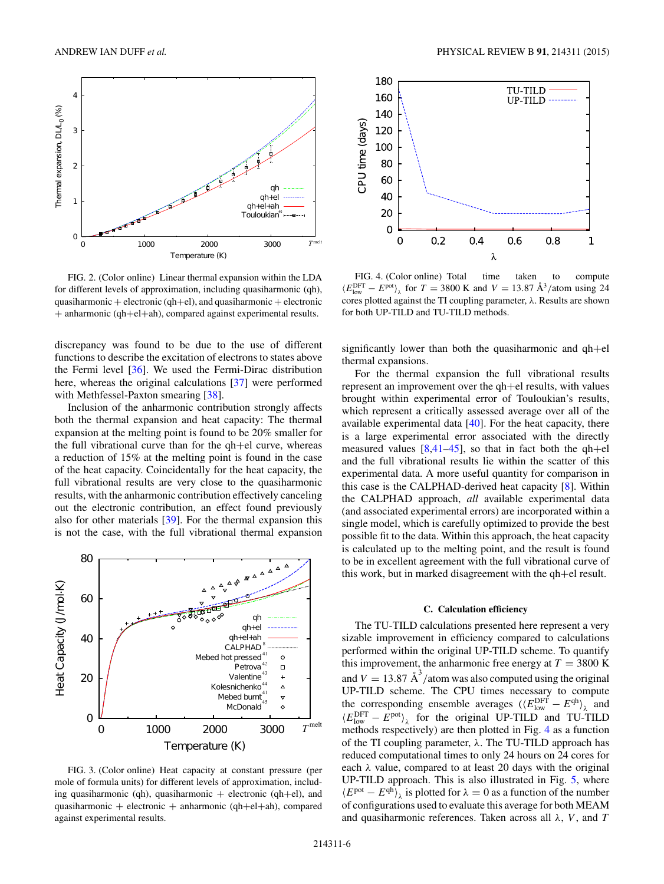FIG. 2. (Color online) Linear thermal expansion within the LDA for different levels of approximation, including quasiharmonic (qh), quasiharmonic + electronic (qh+el), and quasiharmonic + electronic + anharmonic (qh+el+ah), compared against experimental results.

FIG. 4. (Color online) Total time taken to compute $\langle E^{\mathrm{DFT}}_{\mathrm{low}} - E^{\mathrm{pot}} \rangle_\lambda$ for $T = 3800$ K and $V = 13.87$ Å$^3$/atom using 24 cores plotted against the TI coupling parameter, $\lambda$. Results are shown for both UP-TILD and TU-TILD methods.

discrepancy was found to be due to the use of different functions to describe the excitation of electrons to states above the Fermi level [36]. We used the Fermi-Dirac distribution here, whereas the original calculations [37] were performed with Methfessel-Paxton smearing [38].

Inclusion of the anharmonic contribution strongly affects both the thermal expansion and heat capacity: The thermal expansion at the melting point is found to be 20% smaller for the full vibrational curve than for the qh+el curve, whereas a reduction of 15% at the melting point is found in the case of the heat capacity. Coincidentally for the heat capacity, the full vibrational results are very close to the quasiharmonic results, with the anharmonic contribution effectively canceling out the electronic contribution, an effect found previously also for other materials [39]. For the thermal expansion this is not the case, with the full vibrational thermal expansion significantly lower than both the quasiharmonic and qh+el thermal expansions.

FIG. 3. (Color online) Heat capacity at constant pressure (per mole of formula units) for different levels of approximation, including quasiharmonic (qh), quasiharmonic + electronic (qh+el), and quasiharmonic + electronic + anharmonic (qh+el+ah), compared against experimental results.

For the thermal expansion the full vibrational results represent an improvement over the qh+el results, with values brought within experimental error of Touloukian's results, which represent a critically assessed average over all of the available experimental data [40]. For the heat capacity, there is a large experimental error associated with the directly measured values [8,41–45], so that in fact both the qh+el and the full vibrational results lie within the scatter of this experimental data. A more useful quantity for comparison in this case is the CALPHAD-derived heat capacity [8]. Within the CALPHAD approach, *all* available experimental data (and associated experimental errors) are incorporated within a single model, which is carefully optimized to provide the best possible fit to the data. Within this approach, the heat capacity is calculated up to the melting point, and the result is found to be in excellent agreement with the full vibrational curve of this work, but in marked disagreement with the qh+el result.

### C. Calculation efficiency

The TU-TILD calculations presented here represent a very sizable improvement in efficiency compared to calculations performed within the original UP-TILD scheme. To quantify this improvement, the anharmonic free energy at $T = 3800$ K and $V = 13.87$ Å$^3$/atom was also computed using the original UP-TILD scheme. The CPU times necessary to compute the corresponding ensemble averages ($\langle E^{\mathrm{DFT}}_{\mathrm{low}} - E^{\mathrm{qh}} \rangle_\lambda$ and $\langle E^{\mathrm{DFT}}_{\mathrm{low}} - E^{\mathrm{pot}} \rangle_\lambda$ for the original UP-TILD and TU-TILD methods respectively) are then plotted in Fig. 4 as a function of the TI coupling parameter, $\lambda$. The TU-TILD approach has reduced computational times to only 24 hours on 24 cores for each $\lambda$ value, compared to at least 20 days with the original UP-TILD approach. This is also illustrated in Fig. 5, where $\langle E^{\mathrm{pot}} - E^{\mathrm{qh}} \rangle_\lambda$ is plotted for $\lambda = 0$ as a function of the number of configurations used to evaluate this average for both MEAM and quasiharmonic references. Taken across all $\lambda$, $V$, and $T$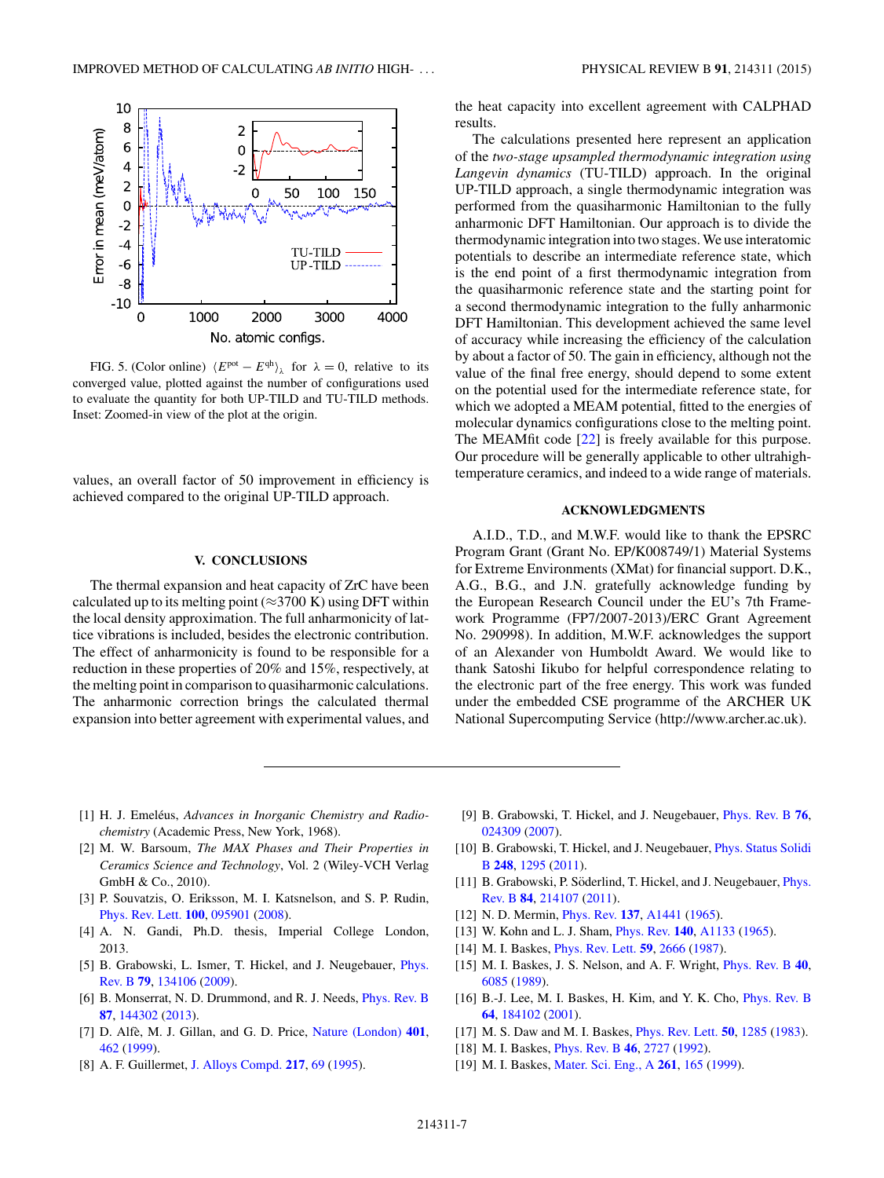FIG. 5. (Color online) $\langle E^{\rm pot} - E^{\rm qh} \rangle_\lambda$ for $\lambda = 0$, relative to its converged value, plotted against the number of configurations used to evaluate the quantity for both UP-TILD and TU-TILD methods. Inset: Zoomed-in view of the plot at the origin.

values, an overall factor of 50 improvement in efficiency is achieved compared to the original UP-TILD approach.

## V. CONCLUSIONS

The thermal expansion and heat capacity of ZrC have been calculated up to its melting point ($\approx$3700 K) using DFT within the local density approximation. The full anharmonicity of lattice vibrations is included, besides the electronic contribution. The effect of anharmonicity is found to be responsible for a reduction in these properties of 20% and 15%, respectively, at the melting point in comparison to quasiharmonic calculations. The anharmonic correction brings the calculated thermal expansion into better agreement with experimental values, and the heat capacity into excellent agreement with CALPHAD results.

The calculations presented here represent an application of the *two-stage upsampled thermodynamic integration using Langevin dynamics* (TU-TILD) approach. In the original UP-TILD approach, a single thermodynamic integration was performed from the quasiharmonic Hamiltonian to the fully anharmonic DFT Hamiltonian. Our approach is to divide the thermodynamic integration into two stages. We use interatomic potentials to describe an intermediate reference state, which is the end point of a first thermodynamic integration from the quasiharmonic reference state and the starting point for a second thermodynamic integration to the fully anharmonic DFT Hamiltonian. This development achieved the same level of accuracy while increasing the efficiency of the calculation by about a factor of 50. The gain in efficiency, although not the value of the final free energy, should depend to some extent on the potential used for the intermediate reference state, for which we adopted a MEAM potential, fitted to the energies of molecular dynamics configurations close to the melting point. The MEAMfit code [22] is freely available for this purpose. Our procedure will be generally applicable to other ultrahigh-temperature ceramics, and indeed to a wide range of materials.

## ACKNOWLEDGMENTS

A.I.D., T.D., and M.W.F. would like to thank the EPSRC Program Grant (Grant No. EP/K008749/1) Material Systems for Extreme Environments (XMat) for financial support. D.K., A.G., B.G., and J.N. gratefully acknowledge funding by the European Research Council under the EU's 7th Framework Programme (FP7/2007-2013)/ERC Grant Agreement No. 290998). In addition, M.W.F. acknowledges the support of an Alexander von Humboldt Award. We would like to thank Satoshi Iikubo for helpful correspondence relating to the electronic part of the free energy. This work was funded under the embedded CSE programme of the ARCHER UK National Supercomputing Service (http://www.archer.ac.uk).

[1] H. J. Emeléus, *Advances in Inorganic Chemistry and Radiochemistry* (Academic Press, New York, 1968).

[2] M. W. Barsoum, *The MAX Phases and Their Properties in Ceramics Science and Technology*, Vol. 2 (Wiley-VCH Verlag GmbH & Co., 2010).

[3] P. Souvatzis, O. Eriksson, M. I. Katsnelson, and S. P. Rudin, Phys. Rev. Lett. **100**, 095901 (2008).

[4] A. N. Gandi, Ph.D. thesis, Imperial College London, 2013.

[5] B. Grabowski, L. Ismer, T. Hickel, and J. Neugebauer, Phys. Rev. B **79**, 134106 (2009).

[6] B. Monserrat, N. D. Drummond, and R. J. Needs, Phys. Rev. B **87**, 144302 (2013).

[7] D. Alfè, M. J. Gillan, and G. D. Price, Nature (London) **401**, 462 (1999).

[8] A. F. Guillermet, J. Alloys Compd. **217**, 69 (1995).

[9] B. Grabowski, T. Hickel, and J. Neugebauer, Phys. Rev. B **76**, 024309 (2007).

[10] B. Grabowski, T. Hickel, and J. Neugebauer, Phys. Status Solidi B **248**, 1295 (2011).

[11] B. Grabowski, P. Söderlind, T. Hickel, and J. Neugebauer, Phys. Rev. B **84**, 214107 (2011).

[12] N. D. Mermin, Phys. Rev. **137**, A1441 (1965).

[13] W. Kohn and L. J. Sham, Phys. Rev. **140**, A1133 (1965).

[14] M. I. Baskes, Phys. Rev. Lett. **59**, 2666 (1987).

[15] M. I. Baskes, J. S. Nelson, and A. F. Wright, Phys. Rev. B **40**, 6085 (1989).

[16] B.-J. Lee, M. I. Baskes, H. Kim, and Y. K. Cho, Phys. Rev. B **64**, 184102 (2001).

[17] M. S. Daw and M. I. Baskes, Phys. Rev. Lett. **50**, 1285 (1983).

[18] M. I. Baskes, Phys. Rev. B **46**, 2727 (1992).

[19] M. I. Baskes, Mater. Sci. Eng., A **261**, 165 (1999).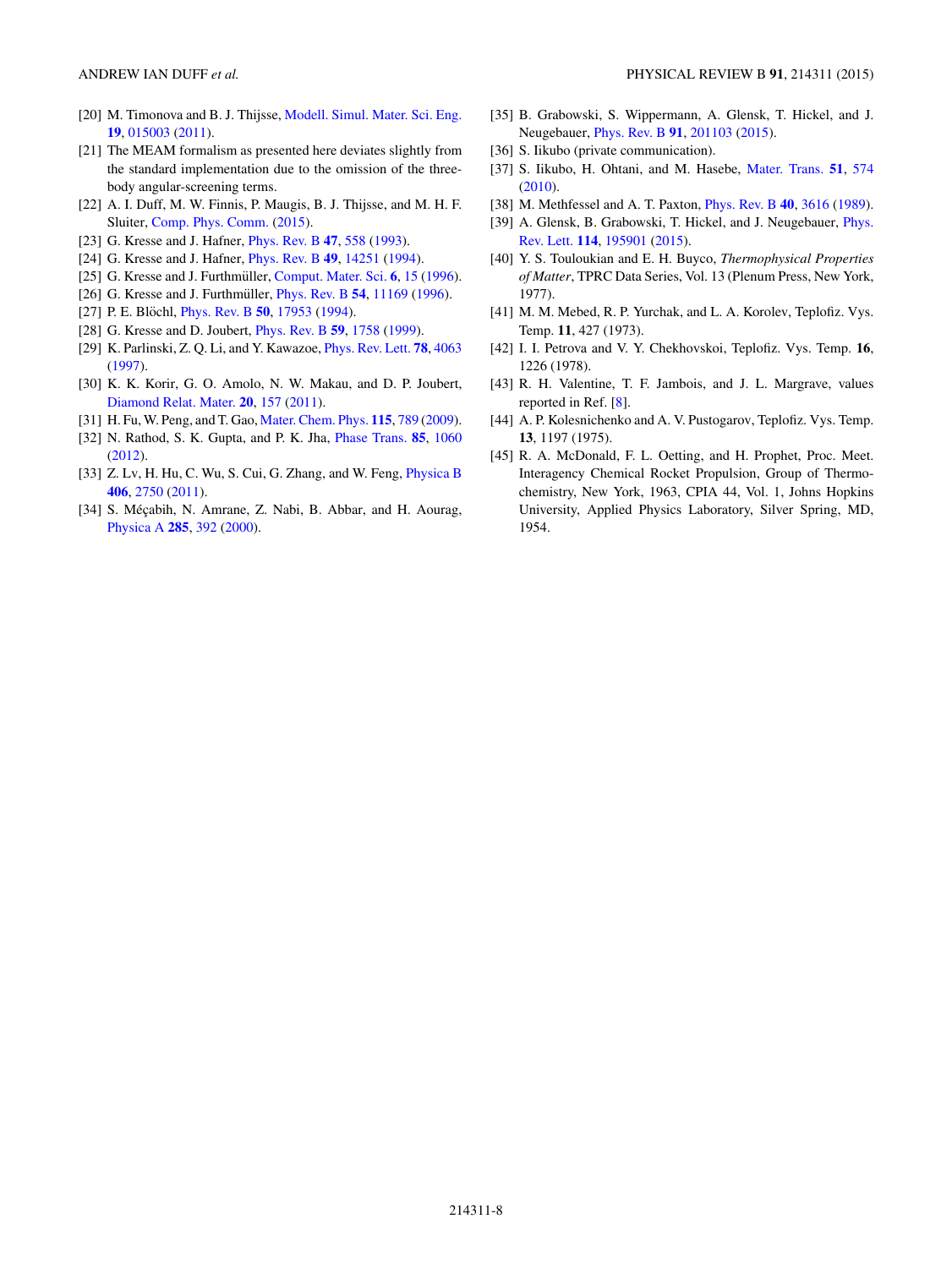[20] M. Timonova and B. J. Thijsse, Modell. Simul. Mater. Sci. Eng. **19**, 015003 (2011).

[21] The MEAM formalism as presented here deviates slightly from the standard implementation due to the omission of the three-body angular-screening terms.

[22] A. I. Duff, M. W. Finnis, P. Maugis, B. J. Thijsse, and M. H. F. Sluiter, Comp. Phys. Comm. (2015).

[23] G. Kresse and J. Hafner, Phys. Rev. B **47**, 558 (1993).

[24] G. Kresse and J. Hafner, Phys. Rev. B **49**, 14251 (1994).

[25] G. Kresse and J. Furthmüller, Comput. Mater. Sci. **6**, 15 (1996).

[26] G. Kresse and J. Furthmüller, Phys. Rev. B **54**, 11169 (1996).

[27] P. E. Blöchl, Phys. Rev. B **50**, 17953 (1994).

[28] G. Kresse and D. Joubert, Phys. Rev. B **59**, 1758 (1999).

[29] K. Parlinski, Z. Q. Li, and Y. Kawazoe, Phys. Rev. Lett. **78**, 4063 (1997).

[30] K. K. Korir, G. O. Amolo, N. W. Makau, and D. P. Joubert, Diamond Relat. Mater. **20**, 157 (2011).

[31] H. Fu, W. Peng, and T. Gao, Mater. Chem. Phys. **115**, 789 (2009).

[32] N. Rathod, S. K. Gupta, and P. K. Jha, Phase Trans. **85**, 1060 (2012).

[33] Z. Lv, H. Hu, C. Wu, S. Cui, G. Zhang, and W. Feng, Physica B **406**, 2750 (2011).

[34] S. Méçabih, N. Amrane, Z. Nabi, B. Abbar, and H. Aourag, Physica A **285**, 392 (2000).

[35] B. Grabowski, S. Wippermann, A. Glensk, T. Hickel, and J. Neugebauer, Phys. Rev. B **91**, 201103 (2015).

[36] S. Iikubo (private communication).

[37] S. Iikubo, H. Ohtani, and M. Hasebe, Mater. Trans. **51**, 574 (2010).

[38] M. Methfessel and A. T. Paxton, Phys. Rev. B **40**, 3616 (1989).

[39] A. Glensk, B. Grabowski, T. Hickel, and J. Neugebauer, Phys. Rev. Lett. **114**, 195901 (2015).

[40] Y. S. Touloukian and E. H. Buyco, *Thermophysical Properties of Matter*, TPRC Data Series, Vol. 13 (Plenum Press, New York, 1977).

[41] M. M. Mebed, R. P. Yurchak, and L. A. Korolev, Teplofiz. Vys. Temp. **11**, 427 (1973).

[42] I. I. Petrova and V. Y. Chekhovskoi, Teplofiz. Vys. Temp. **16**, 1226 (1978).

[43] R. H. Valentine, T. F. Jambois, and J. L. Margrave, values reported in Ref. [8].

[44] A. P. Kolesnichenko and A. V. Pustogarov, Teplofiz. Vys. Temp. **13**, 1197 (1975).

[45] R. A. McDonald, F. L. Oetting, and H. Prophet, Proc. Meet. Interagency Chemical Rocket Propulsion, Group of Thermochemistry, New York, 1963, CPIA 44, Vol. 1, Johns Hopkins University, Applied Physics Laboratory, Silver Spring, MD, 1954.